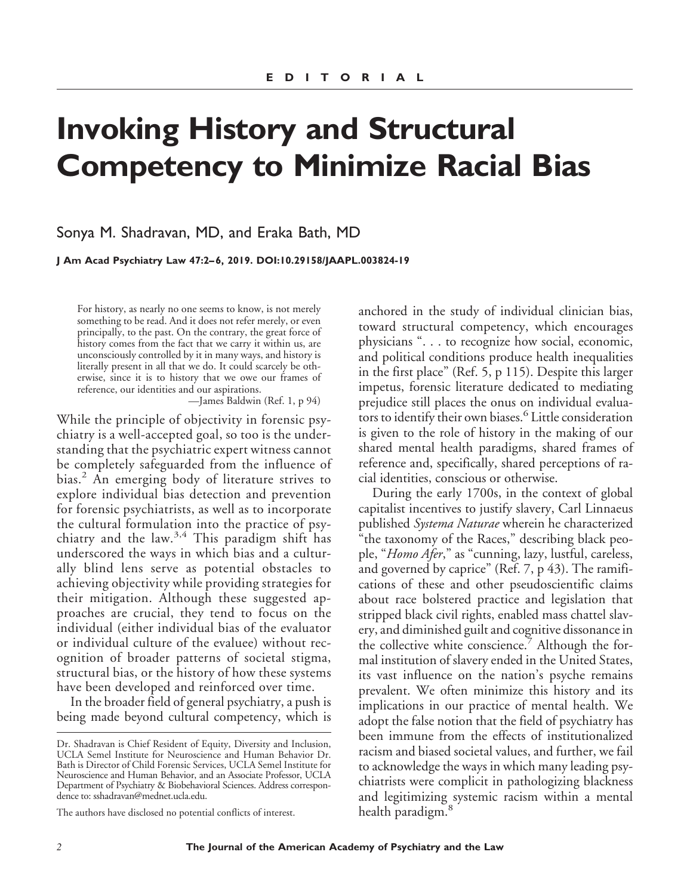EDITORIAL

# Invoking History and Structural Competency to Minimize Racial Bias

Sonya M. Shadravan, MD, and Eraka Bath, MD

**J Am Acad Psychiatry Law 47:2–6, 2019. DOI:10.29158/JAAPL.003824-19**

> For history, as nearly no one seems to know, is not merely something to be read. And it does not refer merely, or even principally, to the past. On the contrary, the great force of history comes from the fact that we carry it within us, are unconsciously controlled by it in many ways, and history is literally present in all that we do. It could scarcely be otherwise, since it is to history that we owe our frames of reference, our identities and our aspirations.
>
> —James Baldwin (Ref. 1, p 94)

While the principle of objectivity in forensic psychiatry is a well-accepted goal, so too is the understanding that the psychiatric expert witness cannot be completely safeguarded from the influence of bias.[2] An emerging body of literature strives to explore individual bias detection and prevention for forensic psychiatrists, as well as to incorporate the cultural formulation into the practice of psychiatry and the law.[3,4] This paradigm shift has underscored the ways in which bias and a culturally blind lens serve as potential obstacles to achieving objectivity while providing strategies for their mitigation. Although these suggested approaches are crucial, they tend to focus on the individual (either individual bias of the evaluator or individual culture of the evaluee) without recognition of broader patterns of societal stigma, structural bias, or the history of how these systems have been developed and reinforced over time.

In the broader field of general psychiatry, a push is being made beyond cultural competency, which is anchored in the study of individual clinician bias, toward structural competency, which encourages physicians ". . . to recognize how social, economic, and political conditions produce health inequalities in the first place" (Ref. 5, p 115). Despite this larger impetus, forensic literature dedicated to mediating prejudice still places the onus on individual evaluators to identify their own biases.[6] Little consideration is given to the role of history in the making of our shared mental health paradigms, shared frames of reference and, specifically, shared perceptions of racial identities, conscious or otherwise.

During the early 1700s, in the context of global capitalist incentives to justify slavery, Carl Linnaeus published *Systema Naturae* wherein he characterized "the taxonomy of the Races," describing black people, "*Homo Afer*," as "cunning, lazy, lustful, careless, and governed by caprice" (Ref. 7, p 43). The ramifications of these and other pseudoscientific claims about race bolstered practice and legislation that stripped black civil rights, enabled mass chattel slavery, and diminished guilt and cognitive dissonance in the collective white conscience.[7] Although the formal institution of slavery ended in the United States, its vast influence on the nation's psyche remains prevalent. We often minimize this history and its implications in our practice of mental health. We adopt the false notion that the field of psychiatry has been immune from the effects of institutionalized racism and biased societal values, and further, we fail to acknowledge the ways in which many leading psychiatrists were complicit in pathologizing blackness and legitimizing systemic racism within a mental health paradigm.[8]

---

Dr. Shadravan is Chief Resident of Equity, Diversity and Inclusion, UCLA Semel Institute for Neuroscience and Human Behavior Dr. Bath is Director of Child Forensic Services, UCLA Semel Institute for Neuroscience and Human Behavior, and an Associate Professor, UCLA Department of Psychiatry & Biobehavioral Sciences. Address correspondence to: sshadravan@mednet.ucla.edu.

The authors have disclosed no potential conflicts of interest.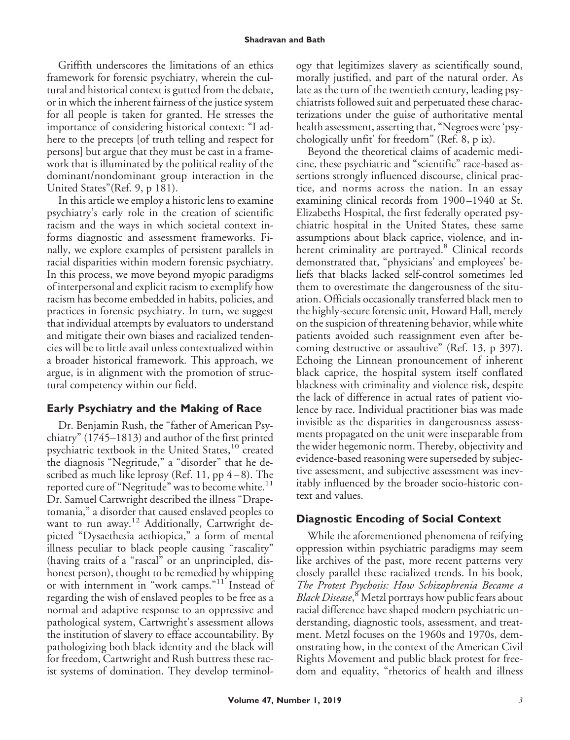Griffith underscores the limitations of an ethics framework for forensic psychiatry, wherein the cultural and historical context is gutted from the debate, or in which the inherent fairness of the justice system for all people is taken for granted. He stresses the importance of considering historical context: "I adhere to the precepts [of truth telling and respect for persons] but argue that they must be cast in a framework that is illuminated by the political reality of the dominant/nondominant group interaction in the United States"(Ref. 9, p 181).

In this article we employ a historic lens to examine psychiatry's early role in the creation of scientific racism and the ways in which societal context informs diagnostic and assessment frameworks. Finally, we explore examples of persistent parallels in racial disparities within modern forensic psychiatry. In this process, we move beyond myopic paradigms of interpersonal and explicit racism to exemplify how racism has become embedded in habits, policies, and practices in forensic psychiatry. In turn, we suggest that individual attempts by evaluators to understand and mitigate their own biases and racialized tendencies will be to little avail unless contextualized within a broader historical framework. This approach, we argue, is in alignment with the promotion of structural competency within our field.

## Early Psychiatry and the Making of Race

Dr. Benjamin Rush, the "father of American Psychiatry" (1745–1813) and author of the first printed psychiatric textbook in the United States,[10] created the diagnosis "Negritude," a "disorder" that he described as much like leprosy (Ref. 11, pp 4–8). The reported cure of "Negritude" was to become white.[11] Dr. Samuel Cartwright described the illness "Drapetomania," a disorder that caused enslaved peoples to want to run away.[12] Additionally, Cartwright depicted "Dysaethesia aethiopica," a form of mental illness peculiar to black people causing "rascality" (having traits of a "rascal" or an unprincipled, dishonest person), thought to be remedied by whipping or with internment in "work camps."[11] Instead of regarding the wish of enslaved peoples to be free as a normal and adaptive response to an oppressive and pathological system, Cartwright's assessment allows the institution of slavery to efface accountability. By pathologizing both black identity and the black will for freedom, Cartwright and Rush buttress these racist systems of domination. They develop terminology that legitimizes slavery as scientifically sound, morally justified, and part of the natural order. As late as the turn of the twentieth century, leading psychiatrists followed suit and perpetuated these characterizations under the guise of authoritative mental health assessment, asserting that, "Negroes were 'psychologically unfit' for freedom" (Ref. 8, p ix).

Beyond the theoretical claims of academic medicine, these psychiatric and "scientific" race-based assertions strongly influenced discourse, clinical practice, and norms across the nation. In an essay examining clinical records from 1900–1940 at St. Elizabeths Hospital, the first federally operated psychiatric hospital in the United States, these same assumptions about black caprice, violence, and inherent criminality are portrayed.[8] Clinical records demonstrated that, "physicians' and employees' beliefs that blacks lacked self-control sometimes led them to overestimate the dangerousness of the situation. Officials occasionally transferred black men to the highly-secure forensic unit, Howard Hall, merely on the suspicion of threatening behavior, while white patients avoided such reassignment even after becoming destructive or assaultive" (Ref. 13, p 397). Echoing the Linnean pronouncement of inherent black caprice, the hospital system itself conflated blackness with criminality and violence risk, despite the lack of difference in actual rates of patient violence by race. Individual practitioner bias was made invisible as the disparities in dangerousness assessments propagated on the unit were inseparable from the wider hegemonic norm. Thereby, objectivity and evidence-based reasoning were superseded by subjective assessment, and subjective assessment was inevitably influenced by the broader socio-historic context and values.

## Diagnostic Encoding of Social Context

While the aforementioned phenomena of reifying oppression within psychiatric paradigms may seem like archives of the past, more recent patterns very closely parallel these racialized trends. In his book, *The Protest Psychosis: How Schizophrenia Became a Black Disease*,[8] Metzl portrays how public fears about racial difference have shaped modern psychiatric understanding, diagnostic tools, assessment, and treatment. Metzl focuses on the 1960s and 1970s, demonstrating how, in the context of the American Civil Rights Movement and public black protest for freedom and equality, "rhetorics of health and illness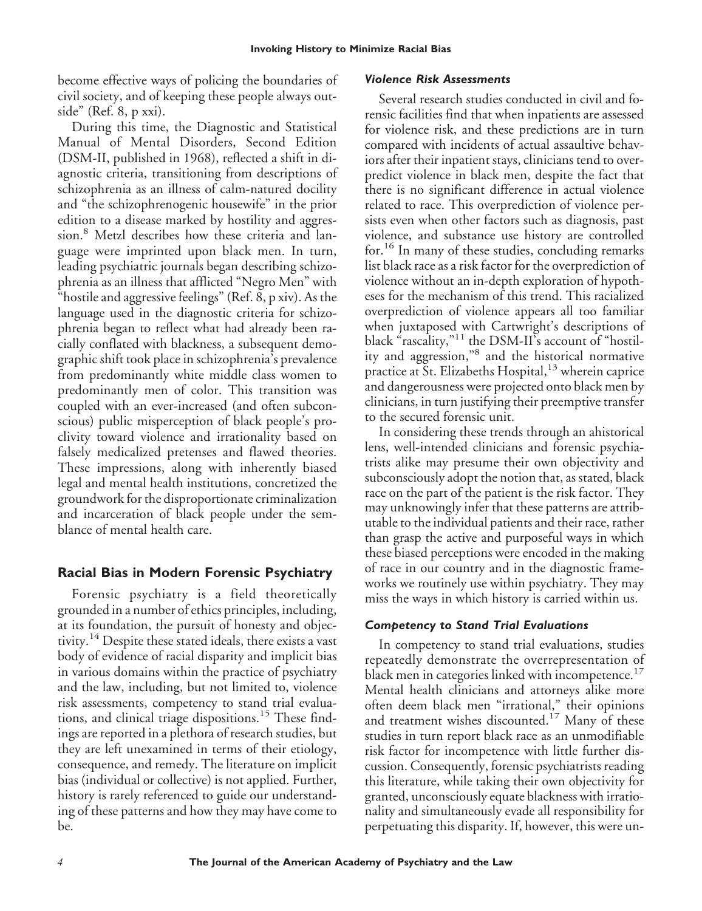become effective ways of policing the boundaries of civil society, and of keeping these people always outside" (Ref. 8, p xxi).

During this time, the Diagnostic and Statistical Manual of Mental Disorders, Second Edition (DSM-II, published in 1968), reflected a shift in diagnostic criteria, transitioning from descriptions of schizophrenia as an illness of calm-natured docility and "the schizophrenogenic housewife" in the prior edition to a disease marked by hostility and aggression.[8] Metzl describes how these criteria and language were imprinted upon black men. In turn, leading psychiatric journals began describing schizophrenia as an illness that afflicted "Negro Men" with "hostile and aggressive feelings" (Ref. 8, p xiv). As the language used in the diagnostic criteria for schizophrenia began to reflect what had already been racially conflated with blackness, a subsequent demographic shift took place in schizophrenia's prevalence from predominantly white middle class women to predominantly men of color. This transition was coupled with an ever-increased (and often subconscious) public misperception of black people's proclivity toward violence and irrationality based on falsely medicalized pretenses and flawed theories. These impressions, along with inherently biased legal and mental health institutions, concretized the groundwork for the disproportionate criminalization and incarceration of black people under the semblance of mental health care.

## Racial Bias in Modern Forensic Psychiatry

Forensic psychiatry is a field theoretically grounded in a number of ethics principles, including, at its foundation, the pursuit of honesty and objectivity.[14] Despite these stated ideals, there exists a vast body of evidence of racial disparity and implicit bias in various domains within the practice of psychiatry and the law, including, but not limited to, violence risk assessments, competency to stand trial evaluations, and clinical triage dispositions.[15] These findings are reported in a plethora of research studies, but they are left unexamined in terms of their etiology, consequence, and remedy. The literature on implicit bias (individual or collective) is not applied. Further, history is rarely referenced to guide our understanding of these patterns and how they may have come to be.

### *Violence Risk Assessments*

Several research studies conducted in civil and forensic facilities find that when inpatients are assessed for violence risk, and these predictions are in turn compared with incidents of actual assaultive behaviors after their inpatient stays, clinicians tend to overpredict violence in black men, despite the fact that there is no significant difference in actual violence related to race. This overprediction of violence persists even when other factors such as diagnosis, past violence, and substance use history are controlled for.[16] In many of these studies, concluding remarks list black race as a risk factor for the overprediction of violence without an in-depth exploration of hypotheses for the mechanism of this trend. This racialized overprediction of violence appears all too familiar when juxtaposed with Cartwright's descriptions of black "rascality,"[11] the DSM-II's account of "hostility and aggression,"[8] and the historical normative practice at St. Elizabeths Hospital,[13] wherein caprice and dangerousness were projected onto black men by clinicians, in turn justifying their preemptive transfer to the secured forensic unit.

In considering these trends through an ahistorical lens, well-intended clinicians and forensic psychiatrists alike may presume their own objectivity and subconsciously adopt the notion that, as stated, black race on the part of the patient is the risk factor. They may unknowingly infer that these patterns are attributable to the individual patients and their race, rather than grasp the active and purposeful ways in which these biased perceptions were encoded in the making of race in our country and in the diagnostic frameworks we routinely use within psychiatry. They may miss the ways in which history is carried within us.

### *Competency to Stand Trial Evaluations*

In competency to stand trial evaluations, studies repeatedly demonstrate the overrepresentation of black men in categories linked with incompetence.[17] Mental health clinicians and attorneys alike more often deem black men "irrational," their opinions and treatment wishes discounted.[17] Many of these studies in turn report black race as an unmodifiable risk factor for incompetence with little further discussion. Consequently, forensic psychiatrists reading this literature, while taking their own objectivity for granted, unconsciously equate blackness with irrationality and simultaneously evade all responsibility for perpetuating this disparity. If, however, this were un-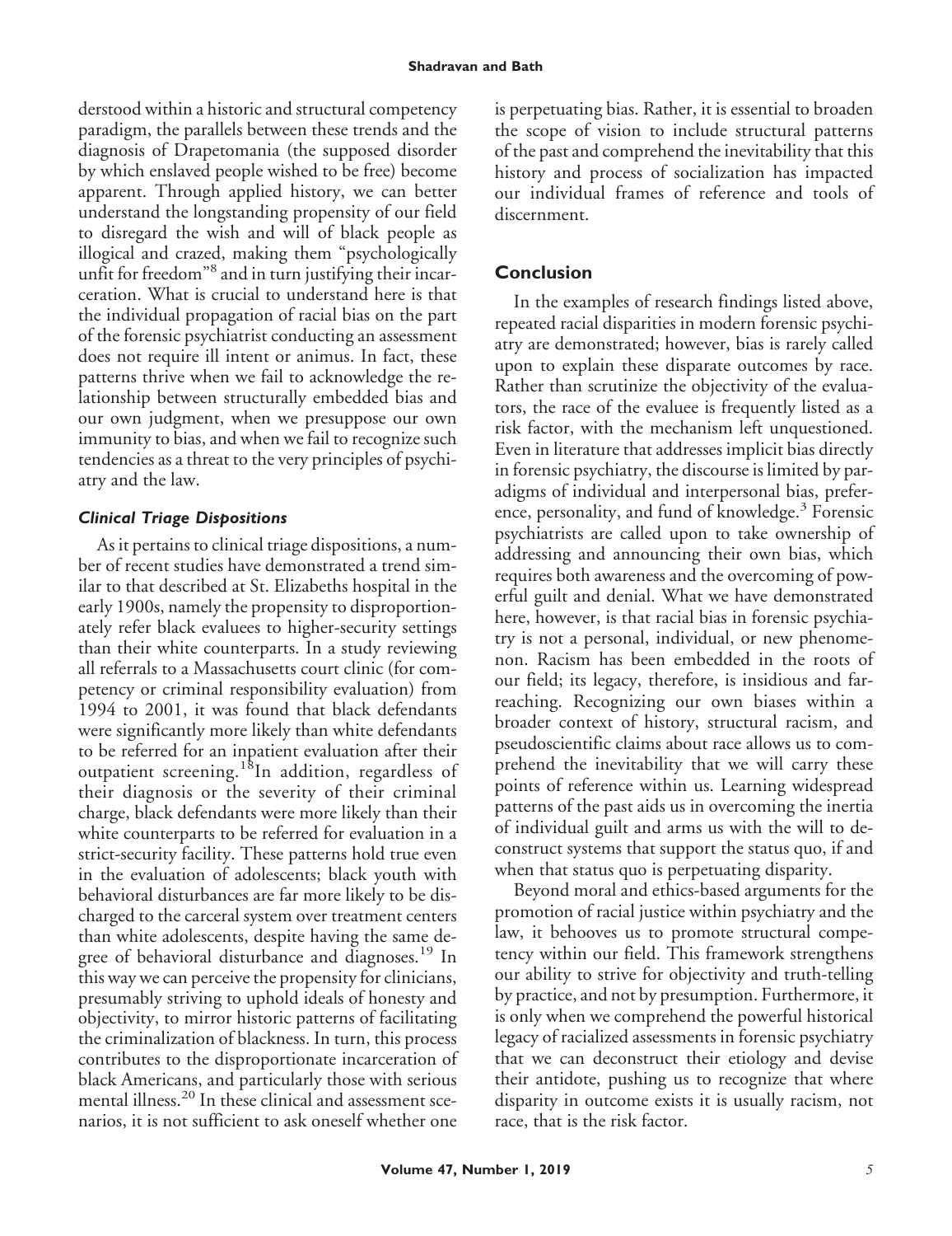derstood within a historic and structural competency paradigm, the parallels between these trends and the diagnosis of Drapetomania (the supposed disorder by which enslaved people wished to be free) become apparent. Through applied history, we can better understand the longstanding propensity of our field to disregard the wish and will of black people as illogical and crazed, making them "psychologically unfit for freedom"[8] and in turn justifying their incarceration. What is crucial to understand here is that the individual propagation of racial bias on the part of the forensic psychiatrist conducting an assessment does not require ill intent or animus. In fact, these patterns thrive when we fail to acknowledge the relationship between structurally embedded bias and our own judgment, when we presuppose our own immunity to bias, and when we fail to recognize such tendencies as a threat to the very principles of psychiatry and the law.

### *Clinical Triage Dispositions*

As it pertains to clinical triage dispositions, a number of recent studies have demonstrated a trend similar to that described at St. Elizabeths hospital in the early 1900s, namely the propensity to disproportionately refer black evaluees to higher-security settings than their white counterparts. In a study reviewing all referrals to a Massachusetts court clinic (for competency or criminal responsibility evaluation) from 1994 to 2001, it was found that black defendants were significantly more likely than white defendants to be referred for an inpatient evaluation after their outpatient screening.[18] In addition, regardless of their diagnosis or the severity of their criminal charge, black defendants were more likely than their white counterparts to be referred for evaluation in a strict-security facility. These patterns hold true even in the evaluation of adolescents; black youth with behavioral disturbances are far more likely to be discharged to the carceral system over treatment centers than white adolescents, despite having the same degree of behavioral disturbance and diagnoses.[19] In this way we can perceive the propensity for clinicians, presumably striving to uphold ideals of honesty and objectivity, to mirror historic patterns of facilitating the criminalization of blackness. In turn, this process contributes to the disproportionate incarceration of black Americans, and particularly those with serious mental illness.[20] In these clinical and assessment scenarios, it is not sufficient to ask oneself whether one is perpetuating bias. Rather, it is essential to broaden the scope of vision to include structural patterns of the past and comprehend the inevitability that this history and process of socialization has impacted our individual frames of reference and tools of discernment.

## Conclusion

In the examples of research findings listed above, repeated racial disparities in modern forensic psychiatry are demonstrated; however, bias is rarely called upon to explain these disparate outcomes by race. Rather than scrutinize the objectivity of the evaluators, the race of the evaluee is frequently listed as a risk factor, with the mechanism left unquestioned. Even in literature that addresses implicit bias directly in forensic psychiatry, the discourse is limited by paradigms of individual and interpersonal bias, preference, personality, and fund of knowledge.[3] Forensic psychiatrists are called upon to take ownership of addressing and announcing their own bias, which requires both awareness and the overcoming of powerful guilt and denial. What we have demonstrated here, however, is that racial bias in forensic psychiatry is not a personal, individual, or new phenomenon. Racism has been embedded in the roots of our field; its legacy, therefore, is insidious and far-reaching. Recognizing our own biases within a broader context of history, structural racism, and pseudoscientific claims about race allows us to comprehend the inevitability that we will carry these points of reference within us. Learning widespread patterns of the past aids us in overcoming the inertia of individual guilt and arms us with the will to deconstruct systems that support the status quo, if and when that status quo is perpetuating disparity.

Beyond moral and ethics-based arguments for the promotion of racial justice within psychiatry and the law, it behooves us to promote structural competency within our field. This framework strengthens our ability to strive for objectivity and truth-telling by practice, and not by presumption. Furthermore, it is only when we comprehend the powerful historical legacy of racialized assessments in forensic psychiatry that we can deconstruct their etiology and devise their antidote, pushing us to recognize that where disparity in outcome exists it is usually racism, not race, that is the risk factor.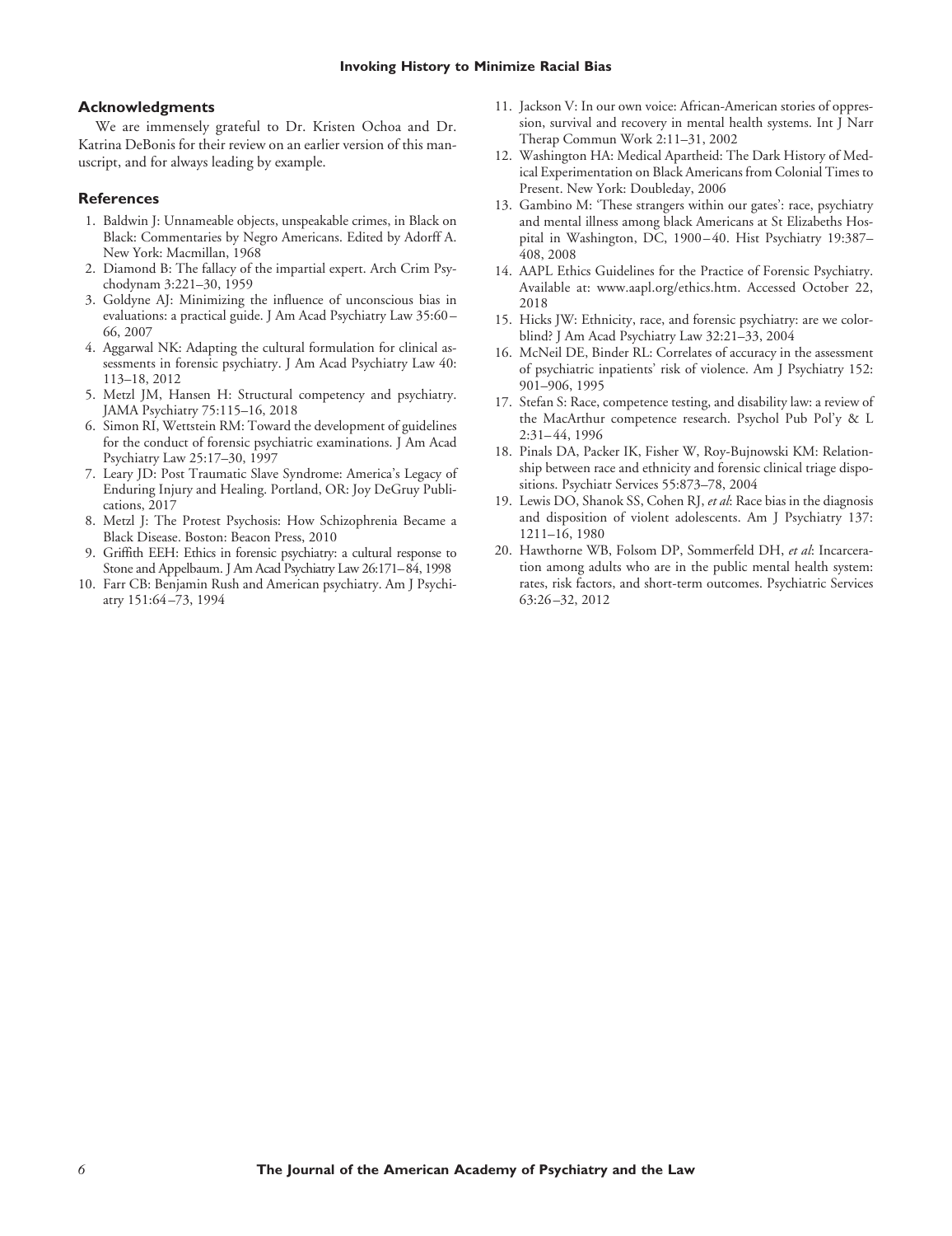## Acknowledgments

We are immensely grateful to Dr. Kristen Ochoa and Dr. Katrina DeBonis for their review on an earlier version of this manuscript, and for always leading by example.

## References

1. Baldwin J: Unnameable objects, unspeakable crimes, in Black on Black: Commentaries by Negro Americans. Edited by Adorff A. New York: Macmillan, 1968
2. Diamond B: The fallacy of the impartial expert. Arch Crim Psychodynam 3:221–30, 1959
3. Goldyne AJ: Minimizing the influence of unconscious bias in evaluations: a practical guide. J Am Acad Psychiatry Law 35:60–66, 2007
4. Aggarwal NK: Adapting the cultural formulation for clinical assessments in forensic psychiatry. J Am Acad Psychiatry Law 40: 113–18, 2012
5. Metzl JM, Hansen H: Structural competency and psychiatry. JAMA Psychiatry 75:115–16, 2018
6. Simon RI, Wettstein RM: Toward the development of guidelines for the conduct of forensic psychiatric examinations. J Am Acad Psychiatry Law 25:17–30, 1997
7. Leary JD: Post Traumatic Slave Syndrome: America's Legacy of Enduring Injury and Healing. Portland, OR: Joy DeGruy Publications, 2017
8. Metzl J: The Protest Psychosis: How Schizophrenia Became a Black Disease. Boston: Beacon Press, 2010
9. Griffith EEH: Ethics in forensic psychiatry: a cultural response to Stone and Appelbaum. J Am Acad Psychiatry Law 26:171–84, 1998
10. Farr CB: Benjamin Rush and American psychiatry. Am J Psychiatry 151:64–73, 1994
11. Jackson V: In our own voice: African-American stories of oppression, survival and recovery in mental health systems. Int J Narr Therap Commun Work 2:11–31, 2002
12. Washington HA: Medical Apartheid: The Dark History of Medical Experimentation on Black Americans from Colonial Times to Present. New York: Doubleday, 2006
13. Gambino M: 'These strangers within our gates': race, psychiatry and mental illness among black Americans at St Elizabeths Hospital in Washington, DC, 1900–40. Hist Psychiatry 19:387–408, 2008
14. AAPL Ethics Guidelines for the Practice of Forensic Psychiatry. Available at: www.aapl.org/ethics.htm. Accessed October 22, 2018
15. Hicks JW: Ethnicity, race, and forensic psychiatry: are we color-blind? J Am Acad Psychiatry Law 32:21–33, 2004
16. McNeil DE, Binder RL: Correlates of accuracy in the assessment of psychiatric inpatients' risk of violence. Am J Psychiatry 152: 901–906, 1995
17. Stefan S: Race, competence testing, and disability law: a review of the MacArthur competence research. Psychol Pub Pol'y & L 2:31–44, 1996
18. Pinals DA, Packer IK, Fisher W, Roy-Bujnowski KM: Relationship between race and ethnicity and forensic clinical triage dispositions. Psychiatr Services 55:873–78, 2004
19. Lewis DO, Shanok SS, Cohen RJ, *et al*: Race bias in the diagnosis and disposition of violent adolescents. Am J Psychiatry 137: 1211–16, 1980
20. Hawthorne WB, Folsom DP, Sommerfeld DH, *et al*: Incarceration among adults who are in the public mental health system: rates, risk factors, and short-term outcomes. Psychiatric Services 63:26–32, 2012